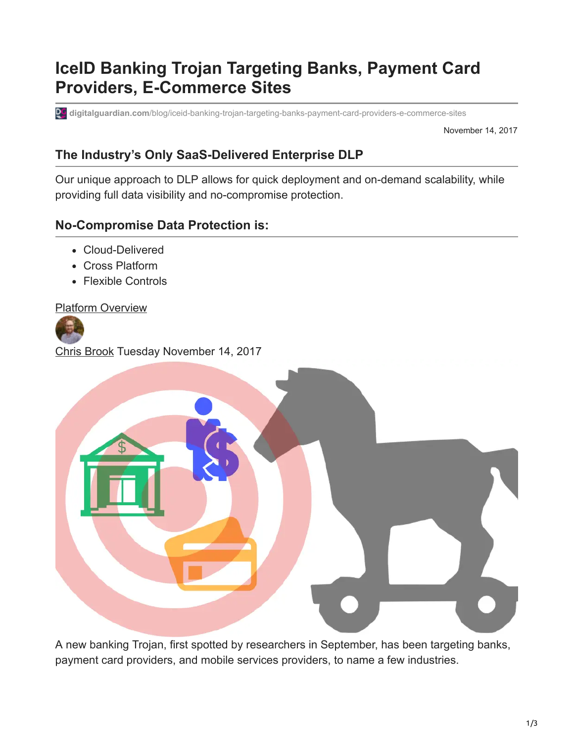# IceID Banking Trojan Targeting Banks, Payment Card Providers, E-Commerce Sites

digitalguardian.com/blog/iceid-banking-trojan-targeting-banks-payment-card-providers-e-commerce-sites

November 14, 2017

## The Industry's Only SaaS-Delivered Enterprise DLP

Our unique approach to DLP allows for quick deployment and on-demand scalability, while providing full data visibility and no-compromise protection.

## No-Compromise Data Protection is:

- Cloud-Delivered
- Cross Platform
- Flexible Controls

Platform Overview

Chris Brook Tuesday November 14, 2017

A new banking Trojan, first spotted by researchers in September, has been targeting banks, payment card providers, and mobile services providers, to name a few industries.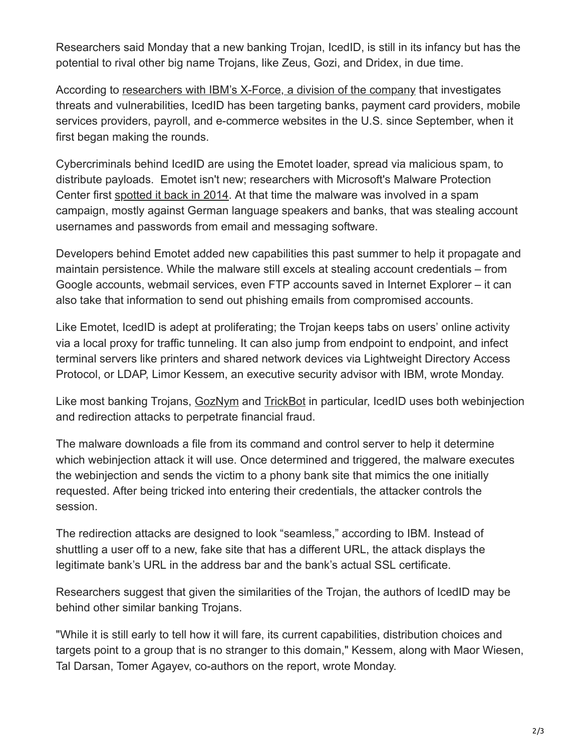Researchers said Monday that a new banking Trojan, IcedID, is still in its infancy but has the potential to rival other big name Trojans, like Zeus, Gozi, and Dridex, in due time.

According to researchers with IBM's X-Force, a division of the company that investigates threats and vulnerabilities, IcedID has been targeting banks, payment card providers, mobile services providers, payroll, and e-commerce websites in the U.S. since September, when it first began making the rounds.

Cybercriminals behind IcedID are using the Emotet loader, spread via malicious spam, to distribute payloads. Emotet isn't new; researchers with Microsoft's Malware Protection Center first spotted it back in 2014. At that time the malware was involved in a spam campaign, mostly against German language speakers and banks, that was stealing account usernames and passwords from email and messaging software.

Developers behind Emotet added new capabilities this past summer to help it propagate and maintain persistence. While the malware still excels at stealing account credentials – from Google accounts, webmail services, even FTP accounts saved in Internet Explorer – it can also take that information to send out phishing emails from compromised accounts.

Like Emotet, IcedID is adept at proliferating; the Trojan keeps tabs on users' online activity via a local proxy for traffic tunneling. It can also jump from endpoint to endpoint, and infect terminal servers like printers and shared network devices via Lightweight Directory Access Protocol, or LDAP, Limor Kessem, an executive security advisor with IBM, wrote Monday.

Like most banking Trojans, GozNym and TrickBot in particular, IcedID uses both webinjection and redirection attacks to perpetrate financial fraud.

The malware downloads a file from its command and control server to help it determine which webinjection attack it will use. Once determined and triggered, the malware executes the webinjection and sends the victim to a phony bank site that mimics the one initially requested. After being tricked into entering their credentials, the attacker controls the session.

The redirection attacks are designed to look "seamless," according to IBM. Instead of shuttling a user off to a new, fake site that has a different URL, the attack displays the legitimate bank's URL in the address bar and the bank's actual SSL certificate.

Researchers suggest that given the similarities of the Trojan, the authors of IcedID may be behind other similar banking Trojans.

"While it is still early to tell how it will fare, its current capabilities, distribution choices and targets point to a group that is no stranger to this domain," Kessem, along with Maor Wiesen, Tal Darsan, Tomer Agayev, co-authors on the report, wrote Monday.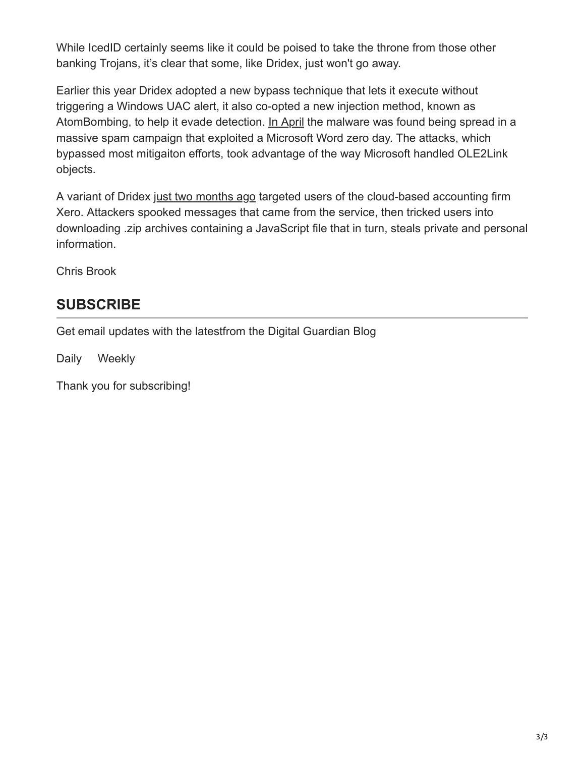While IcedID certainly seems like it could be poised to take the throne from those other banking Trojans, it’s clear that some, like Dridex, just won't go away.

Earlier this year Dridex adopted a new bypass technique that lets it execute without triggering a Windows UAC alert, it also co-opted a new injection method, known as AtomBombing, to help it evade detection. In April the malware was found being spread in a massive spam campaign that exploited a Microsoft Word zero day. The attacks, which bypassed most mitigaiton efforts, took advantage of the way Microsoft handled OLE2Link objects.

A variant of Dridex just two months ago targeted users of the cloud-based accounting firm Xero. Attackers spooked messages that came from the service, then tricked users into downloading .zip archives containing a JavaScript file that in turn, steals private and personal information.

Chris Brook

## SUBSCRIBE

Get email updates with the latestfrom the Digital Guardian Blog

Daily Weekly

Thank you for subscribing!